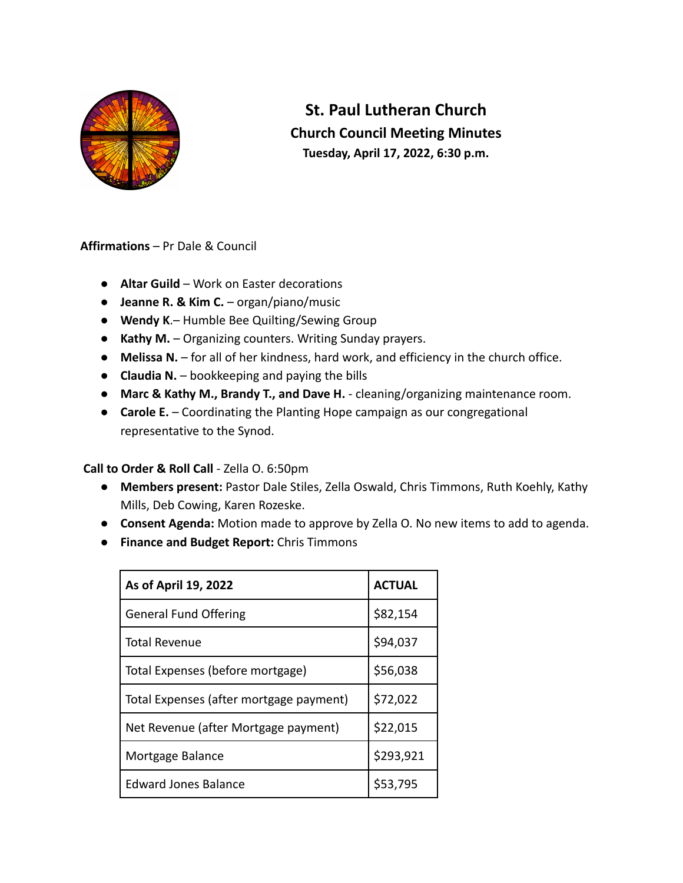# St. Paul Lutheran Church

## Church Council Meeting Minutes

**Tuesday, April 17, 2022, 6:30 p.m.**

**Affirmations** – Pr Dale & Council

- **Altar Guild** – Work on Easter decorations
- **Jeanne R. & Kim C.** – organ/piano/music
- **Wendy K**.– Humble Bee Quilting/Sewing Group
- **Kathy M.** – Organizing counters. Writing Sunday prayers.
- **Melissa N.** – for all of her kindness, hard work, and efficiency in the church office.
- **Claudia N.** – bookkeeping and paying the bills
- **Marc & Kathy M., Brandy T., and Dave H.** - cleaning/organizing maintenance room.
- **Carole E.** – Coordinating the Planting Hope campaign as our congregational representative to the Synod.

**Call to Order & Roll Call** - Zella O. 6:50pm

- **Members present:** Pastor Dale Stiles, Zella Oswald, Chris Timmons, Ruth Koehly, Kathy Mills, Deb Cowing, Karen Rozeske.
- **Consent Agenda:** Motion made to approve by Zella O. No new items to add to agenda.
- **Finance and Budget Report:** Chris Timmons

| As of April 19, 2022 | ACTUAL |
|---|---|
| General Fund Offering | $82,154 |
| Total Revenue | $94,037 |
| Total Expenses (before mortgage) | $56,038 |
| Total Expenses (after mortgage payment) | $72,022 |
| Net Revenue (after Mortgage payment) | $22,015 |
| Mortgage Balance | $293,921 |
| Edward Jones Balance | $53,795 |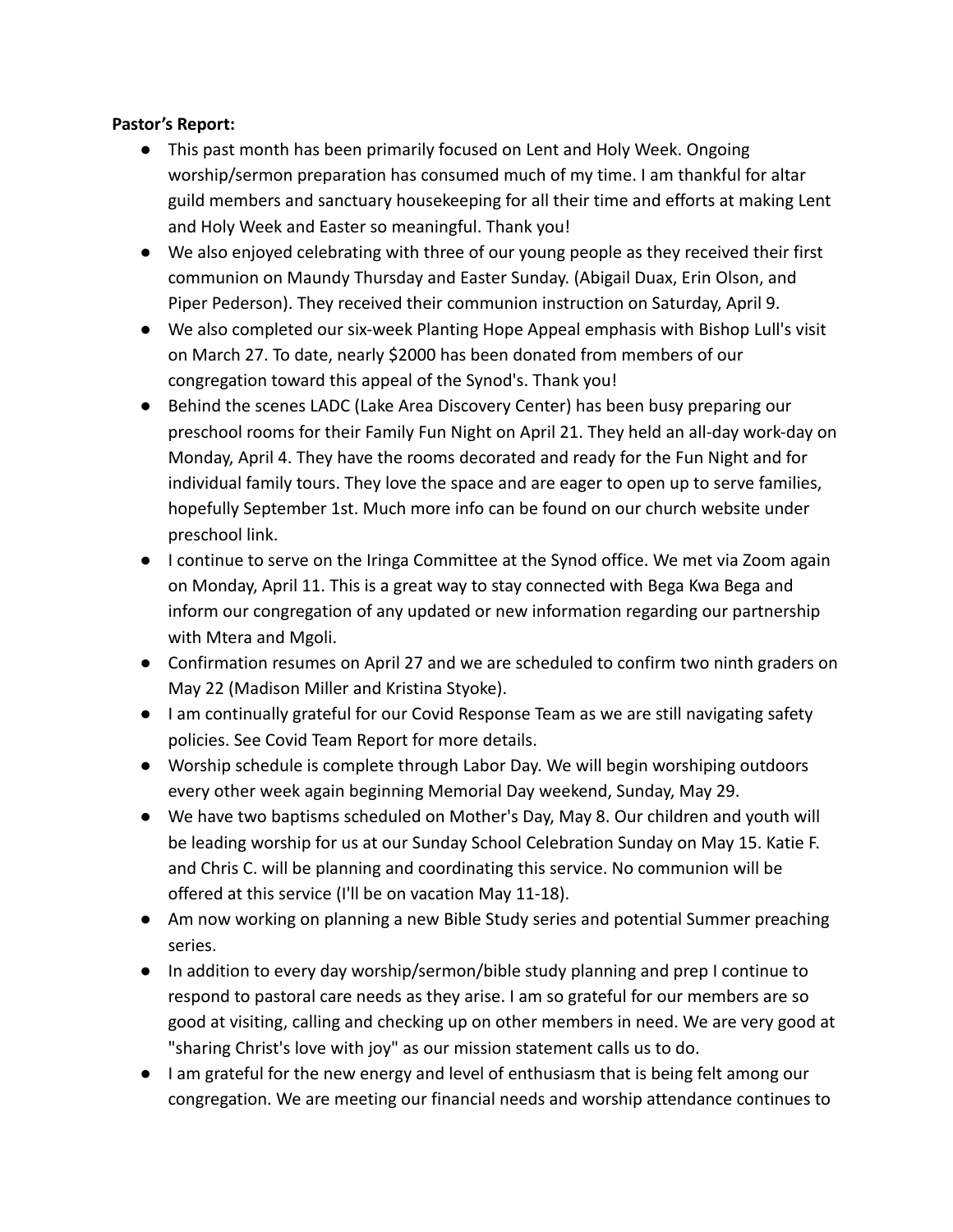**Pastor's Report:**

- This past month has been primarily focused on Lent and Holy Week. Ongoing worship/sermon preparation has consumed much of my time. I am thankful for altar guild members and sanctuary housekeeping for all their time and efforts at making Lent and Holy Week and Easter so meaningful. Thank you!
- We also enjoyed celebrating with three of our young people as they received their first communion on Maundy Thursday and Easter Sunday. (Abigail Duax, Erin Olson, and Piper Pederson). They received their communion instruction on Saturday, April 9.
- We also completed our six-week Planting Hope Appeal emphasis with Bishop Lull's visit on March 27. To date, nearly $2000 has been donated from members of our congregation toward this appeal of the Synod's. Thank you!
- Behind the scenes LADC (Lake Area Discovery Center) has been busy preparing our preschool rooms for their Family Fun Night on April 21. They held an all-day work-day on Monday, April 4. They have the rooms decorated and ready for the Fun Night and for individual family tours. They love the space and are eager to open up to serve families, hopefully September 1st. Much more info can be found on our church website under preschool link.
- I continue to serve on the Iringa Committee at the Synod office. We met via Zoom again on Monday, April 11. This is a great way to stay connected with Bega Kwa Bega and inform our congregation of any updated or new information regarding our partnership with Mtera and Mgoli.
- Confirmation resumes on April 27 and we are scheduled to confirm two ninth graders on May 22 (Madison Miller and Kristina Styoke).
- I am continually grateful for our Covid Response Team as we are still navigating safety policies. See Covid Team Report for more details.
- Worship schedule is complete through Labor Day. We will begin worshiping outdoors every other week again beginning Memorial Day weekend, Sunday, May 29.
- We have two baptisms scheduled on Mother's Day, May 8. Our children and youth will be leading worship for us at our Sunday School Celebration Sunday on May 15. Katie F. and Chris C. will be planning and coordinating this service. No communion will be offered at this service (I'll be on vacation May 11-18).
- Am now working on planning a new Bible Study series and potential Summer preaching series.
- In addition to every day worship/sermon/bible study planning and prep I continue to respond to pastoral care needs as they arise. I am so grateful for our members are so good at visiting, calling and checking up on other members in need. We are very good at "sharing Christ's love with joy" as our mission statement calls us to do.
- I am grateful for the new energy and level of enthusiasm that is being felt among our congregation. We are meeting our financial needs and worship attendance continues to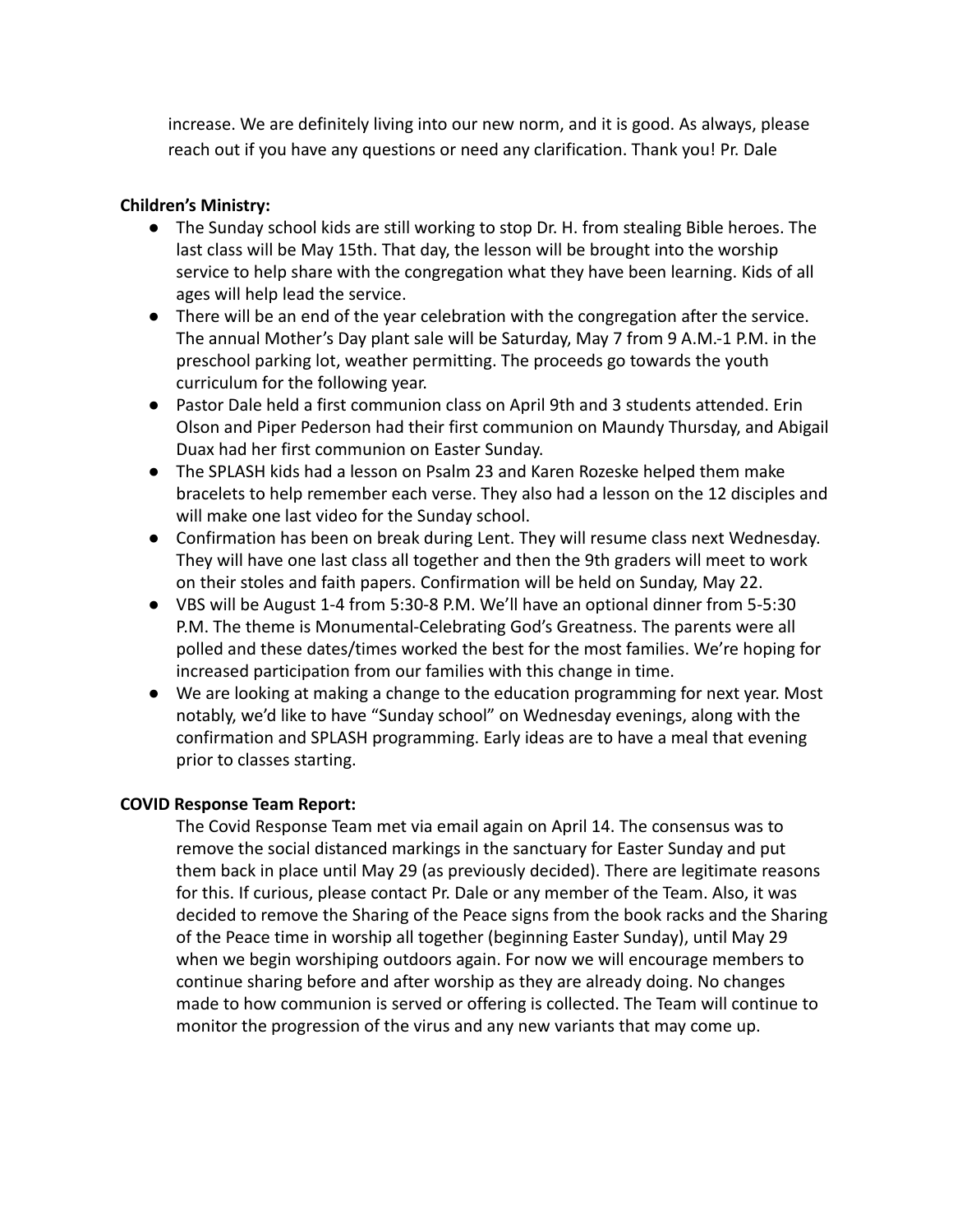increase. We are definitely living into our new norm, and it is good. As always, please reach out if you have any questions or need any clarification. Thank you! Pr. Dale

**Children's Ministry:**

- The Sunday school kids are still working to stop Dr. H. from stealing Bible heroes. The last class will be May 15th. That day, the lesson will be brought into the worship service to help share with the congregation what they have been learning. Kids of all ages will help lead the service.
- There will be an end of the year celebration with the congregation after the service. The annual Mother's Day plant sale will be Saturday, May 7 from 9 A.M.-1 P.M. in the preschool parking lot, weather permitting. The proceeds go towards the youth curriculum for the following year.
- Pastor Dale held a first communion class on April 9th and 3 students attended. Erin Olson and Piper Pederson had their first communion on Maundy Thursday, and Abigail Duax had her first communion on Easter Sunday.
- The SPLASH kids had a lesson on Psalm 23 and Karen Rozeske helped them make bracelets to help remember each verse. They also had a lesson on the 12 disciples and will make one last video for the Sunday school.
- Confirmation has been on break during Lent. They will resume class next Wednesday. They will have one last class all together and then the 9th graders will meet to work on their stoles and faith papers. Confirmation will be held on Sunday, May 22.
- VBS will be August 1-4 from 5:30-8 P.M. We'll have an optional dinner from 5-5:30 P.M. The theme is Monumental-Celebrating God's Greatness. The parents were all polled and these dates/times worked the best for the most families. We're hoping for increased participation from our families with this change in time.
- We are looking at making a change to the education programming for next year. Most notably, we'd like to have "Sunday school" on Wednesday evenings, along with the confirmation and SPLASH programming. Early ideas are to have a meal that evening prior to classes starting.

**COVID Response Team Report:**

The Covid Response Team met via email again on April 14. The consensus was to remove the social distanced markings in the sanctuary for Easter Sunday and put them back in place until May 29 (as previously decided). There are legitimate reasons for this. If curious, please contact Pr. Dale or any member of the Team. Also, it was decided to remove the Sharing of the Peace signs from the book racks and the Sharing of the Peace time in worship all together (beginning Easter Sunday), until May 29 when we begin worshiping outdoors again. For now we will encourage members to continue sharing before and after worship as they are already doing. No changes made to how communion is served or offering is collected. The Team will continue to monitor the progression of the virus and any new variants that may come up.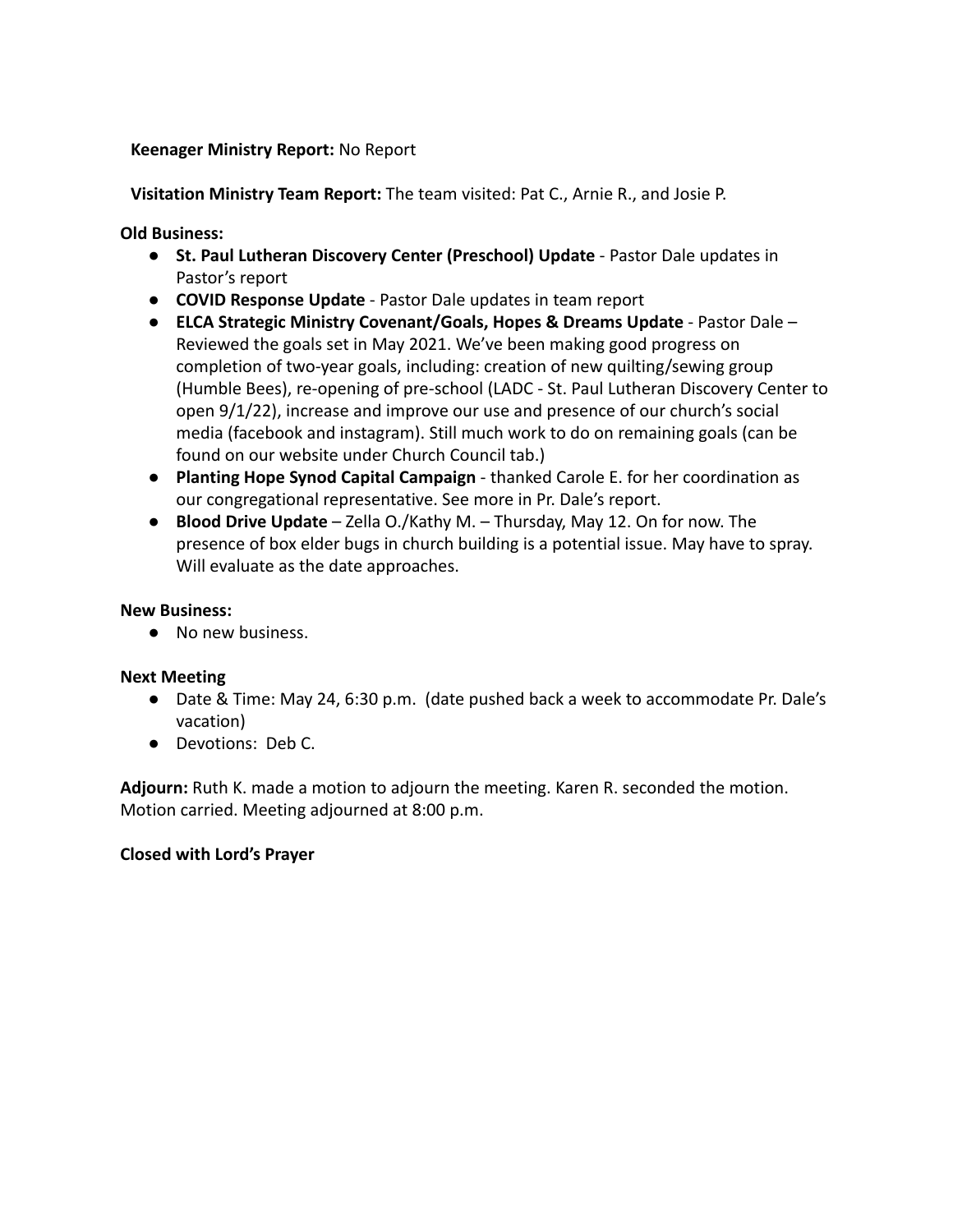**Keenager Ministry Report:** No Report

**Visitation Ministry Team Report:** The team visited: Pat C., Arnie R., and Josie P.

**Old Business:**

- **St. Paul Lutheran Discovery Center (Preschool) Update** - Pastor Dale updates in Pastor's report
- **COVID Response Update** - Pastor Dale updates in team report
- **ELCA Strategic Ministry Covenant/Goals, Hopes & Dreams Update** - Pastor Dale – Reviewed the goals set in May 2021. We've been making good progress on completion of two-year goals, including: creation of new quilting/sewing group (Humble Bees), re-opening of pre-school (LADC - St. Paul Lutheran Discovery Center to open 9/1/22), increase and improve our use and presence of our church's social media (facebook and instagram). Still much work to do on remaining goals (can be found on our website under Church Council tab.)
- **Planting Hope Synod Capital Campaign** - thanked Carole E. for her coordination as our congregational representative. See more in Pr. Dale's report.
- **Blood Drive Update** – Zella O./Kathy M. – Thursday, May 12. On for now. The presence of box elder bugs in church building is a potential issue. May have to spray. Will evaluate as the date approaches.

**New Business:**

- No new business.

**Next Meeting**

- Date & Time: May 24, 6:30 p.m. (date pushed back a week to accommodate Pr. Dale's vacation)
- Devotions: Deb C.

**Adjourn:** Ruth K. made a motion to adjourn the meeting. Karen R. seconded the motion. Motion carried. Meeting adjourned at 8:00 p.m.

**Closed with Lord's Prayer**